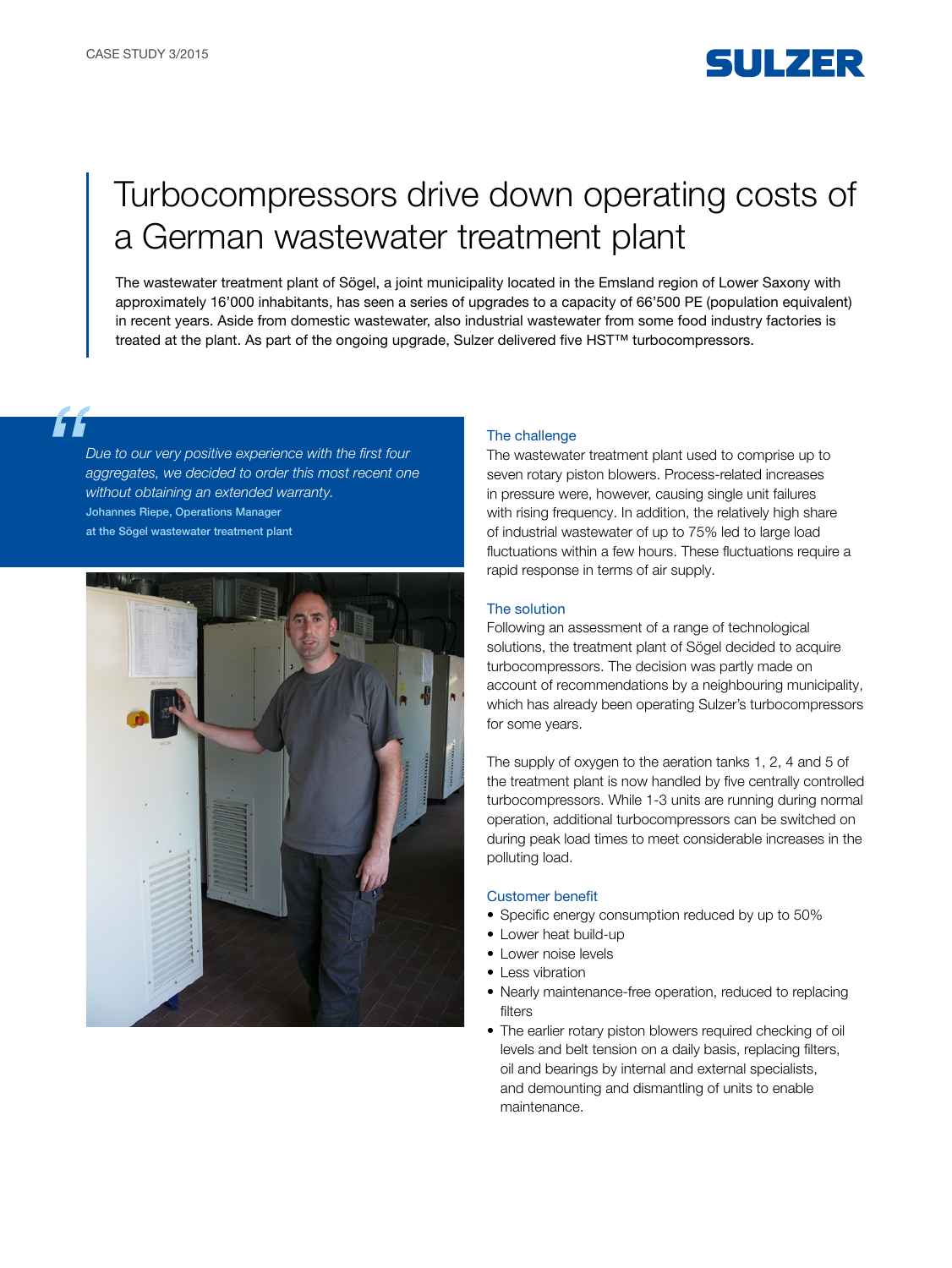CASE STUDY 3/2015

# Turbocompressors drive down operating costs of a German wastewater treatment plant

The wastewater treatment plant of Sögel, a joint municipality located in the Emsland region of Lower Saxony with approximately 16'000 inhabitants, has seen a series of upgrades to a capacity of 66'500 PE (population equivalent) in recent years. Aside from domestic wastewater, also industrial wastewater from some food industry factories is treated at the plant. As part of the ongoing upgrade, Sulzer delivered five HST™ turbocompressors.

> *Due to our very positive experience with the first four aggregates, we decided to order this most recent one without obtaining an extended warranty.*
>
> **Johannes Riepe, Operations Manager at the Sögel wastewater treatment plant**

## The challenge

The wastewater treatment plant used to comprise up to seven rotary piston blowers. Process-related increases in pressure were, however, causing single unit failures with rising frequency. In addition, the relatively high share of industrial wastewater of up to 75% led to large load fluctuations within a few hours. These fluctuations require a rapid response in terms of air supply.

## The solution

Following an assessment of a range of technological solutions, the treatment plant of Sögel decided to acquire turbocompressors. The decision was partly made on account of recommendations by a neighbouring municipality, which has already been operating Sulzer's turbocompressors for some years.

The supply of oxygen to the aeration tanks 1, 2, 4 and 5 of the treatment plant is now handled by five centrally controlled turbocompressors. While 1-3 units are running during normal operation, additional turbocompressors can be switched on during peak load times to meet considerable increases in the polluting load.

## Customer benefit

- Specific energy consumption reduced by up to 50%
- Lower heat build-up
- Lower noise levels
- Less vibration
- Nearly maintenance-free operation, reduced to replacing filters
- The earlier rotary piston blowers required checking of oil levels and belt tension on a daily basis, replacing filters, oil and bearings by internal and external specialists, and demounting and dismantling of units to enable maintenance.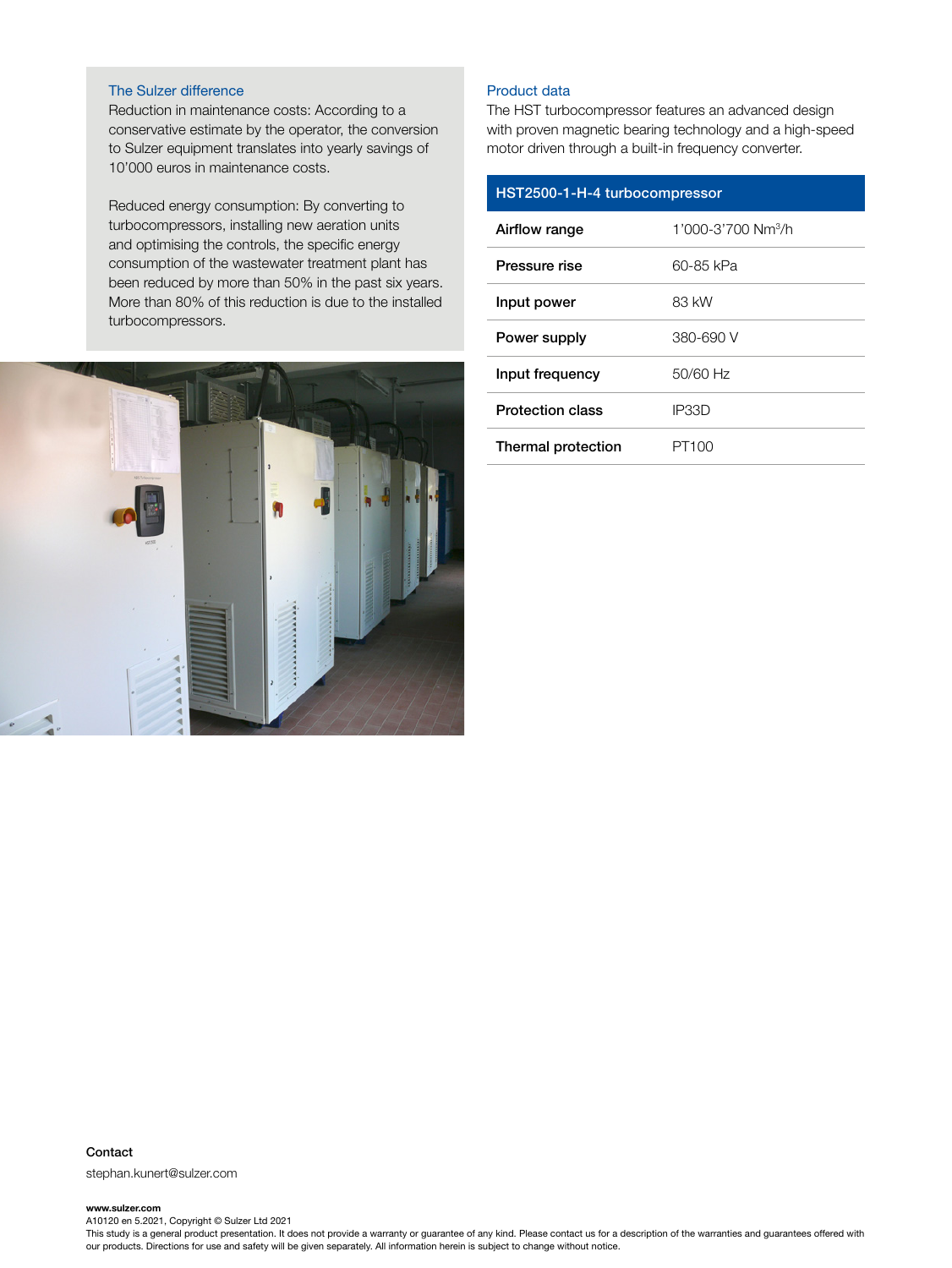## The Sulzer difference

Reduction in maintenance costs: According to a conservative estimate by the operator, the conversion to Sulzer equipment translates into yearly savings of 10'000 euros in maintenance costs.

Reduced energy consumption: By converting to turbocompressors, installing new aeration units and optimising the controls, the specific energy consumption of the wastewater treatment plant has been reduced by more than 50% in the past six years. More than 80% of this reduction is due to the installed turbocompressors.

## Product data

The HST turbocompressor features an advanced design with proven magnetic bearing technology and a high-speed motor driven through a built-in frequency converter.

| HST2500-1-H-4 turbocompressor | |
|---|---|
| **Airflow range** | 1'000-3'700 $Nm^3/h$ |
| **Pressure rise** | 60-85 kPa |
| **Input power** | 83 kW |
| **Power supply** | 380-690 V |
| **Input frequency** | 50/60 Hz |
| **Protection class** | IP33D |
| **Thermal protection** | PT100 |

**Contact**

stephan.kunert@sulzer.com

**www.sulzer.com**

A10120 en 5.2021, Copyright © Sulzer Ltd 2021

This study is a general product presentation. It does not provide a warranty or guarantee of any kind. Please contact us for a description of the warranties and guarantees offered with our products. Directions for use and safety will be given separately. All information herein is subject to change without notice.